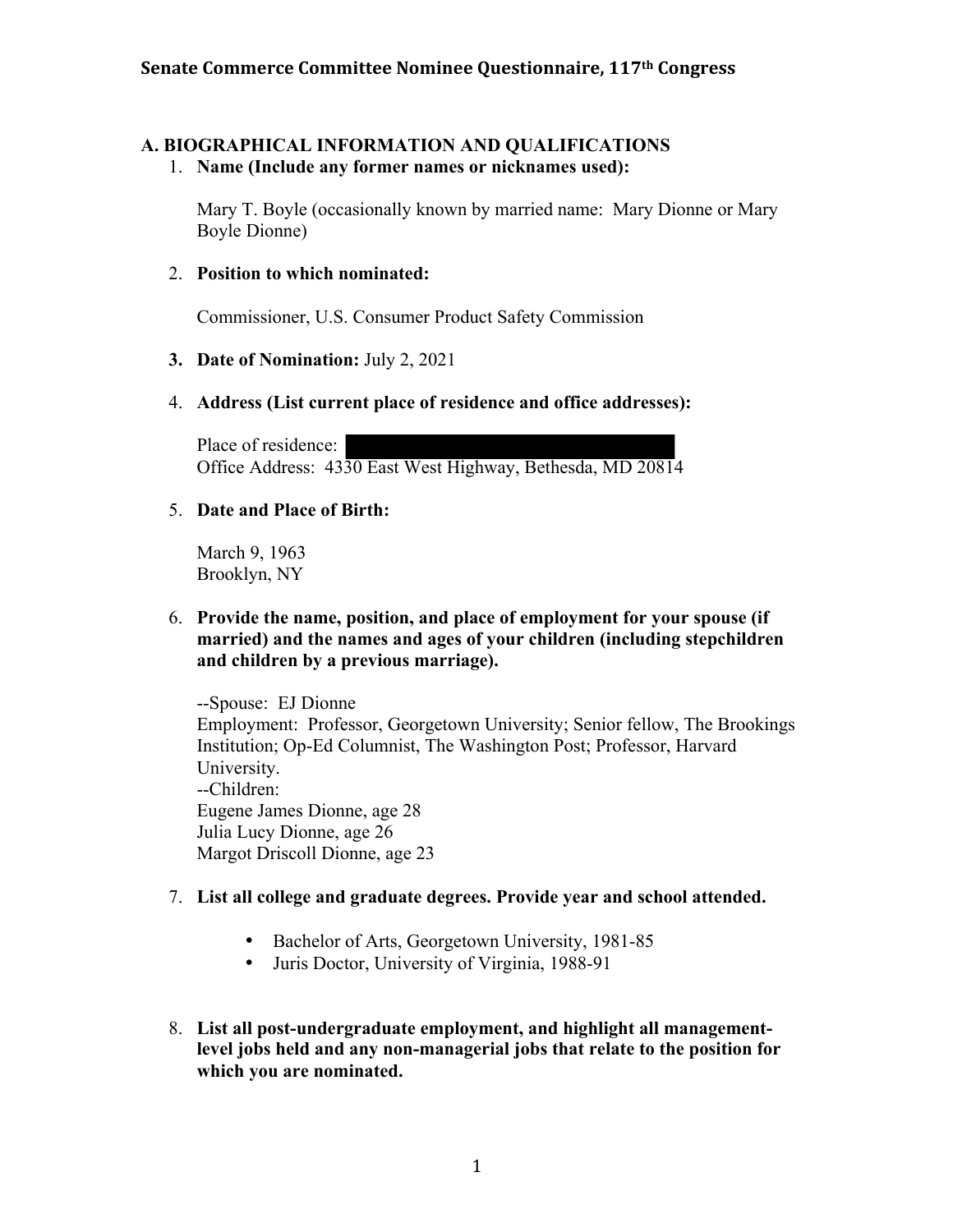# Senate Commerce Committee Nominee Questionnaire, 117th Congress

## A. BIOGRAPHICAL INFORMATION AND QUALIFICATIONS

1. **Name (Include any former names or nicknames used):**

   Mary T. Boyle (occasionally known by married name: Mary Dionne or Mary Boyle Dionne)

2. **Position to which nominated:**

   Commissioner, U.S. Consumer Product Safety Commission

3. **Date of Nomination:** July 2, 2021

4. **Address (List current place of residence and office addresses):**

   Place of residence: [REDACTED]
   Office Address: 4330 East West Highway, Bethesda, MD 20814

5. **Date and Place of Birth:**

   March 9, 1963
   Brooklyn, NY

6. **Provide the name, position, and place of employment for your spouse (if married) and the names and ages of your children (including stepchildren and children by a previous marriage).**

   --Spouse: EJ Dionne
   Employment: Professor, Georgetown University; Senior fellow, The Brookings Institution; Op-Ed Columnist, The Washington Post; Professor, Harvard University.
   --Children:
   Eugene James Dionne, age 28
   Julia Lucy Dionne, age 26
   Margot Driscoll Dionne, age 23

7. **List all college and graduate degrees. Provide year and school attended.**

   - Bachelor of Arts, Georgetown University, 1981-85
   - Juris Doctor, University of Virginia, 1988-91

8. **List all post-undergraduate employment, and highlight all management-level jobs held and any non-managerial jobs that relate to the position for which you are nominated.**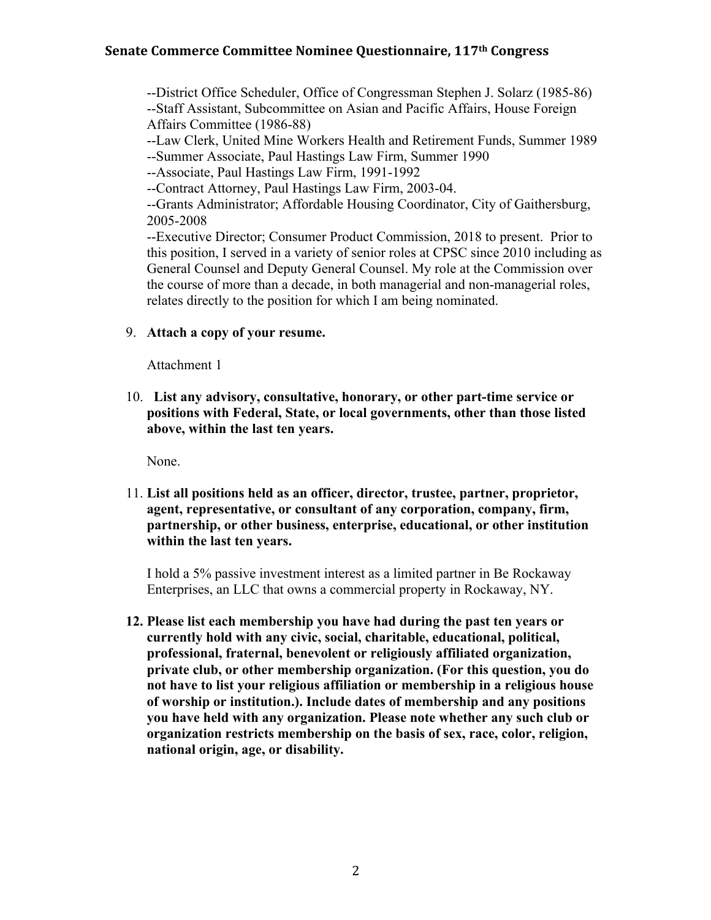--District Office Scheduler, Office of Congressman Stephen J. Solarz (1985-86)
--Staff Assistant, Subcommittee on Asian and Pacific Affairs, House Foreign Affairs Committee (1986-88)
--Law Clerk, United Mine Workers Health and Retirement Funds, Summer 1989
--Summer Associate, Paul Hastings Law Firm, Summer 1990
--Associate, Paul Hastings Law Firm, 1991-1992
--Contract Attorney, Paul Hastings Law Firm, 2003-04.
--Grants Administrator; Affordable Housing Coordinator, City of Gaithersburg, 2005-2008
--Executive Director; Consumer Product Commission, 2018 to present. Prior to this position, I served in a variety of senior roles at CPSC since 2010 including as General Counsel and Deputy General Counsel. My role at the Commission over the course of more than a decade, in both managerial and non-managerial roles, relates directly to the position for which I am being nominated.

9. **Attach a copy of your resume.**

   Attachment 1

10. **List any advisory, consultative, honorary, or other part-time service or positions with Federal, State, or local governments, other than those listed above, within the last ten years.**

    None.

11. **List all positions held as an officer, director, trustee, partner, proprietor, agent, representative, or consultant of any corporation, company, firm, partnership, or other business, enterprise, educational, or other institution within the last ten years.**

    I hold a 5% passive investment interest as a limited partner in Be Rockaway Enterprises, an LLC that owns a commercial property in Rockaway, NY.

12. **Please list each membership you have had during the past ten years or currently hold with any civic, social, charitable, educational, political, professional, fraternal, benevolent or religiously affiliated organization, private club, or other membership organization. (For this question, you do not have to list your religious affiliation or membership in a religious house of worship or institution.). Include dates of membership and any positions you have held with any organization. Please note whether any such club or organization restricts membership on the basis of sex, race, color, religion, national origin, age, or disability.**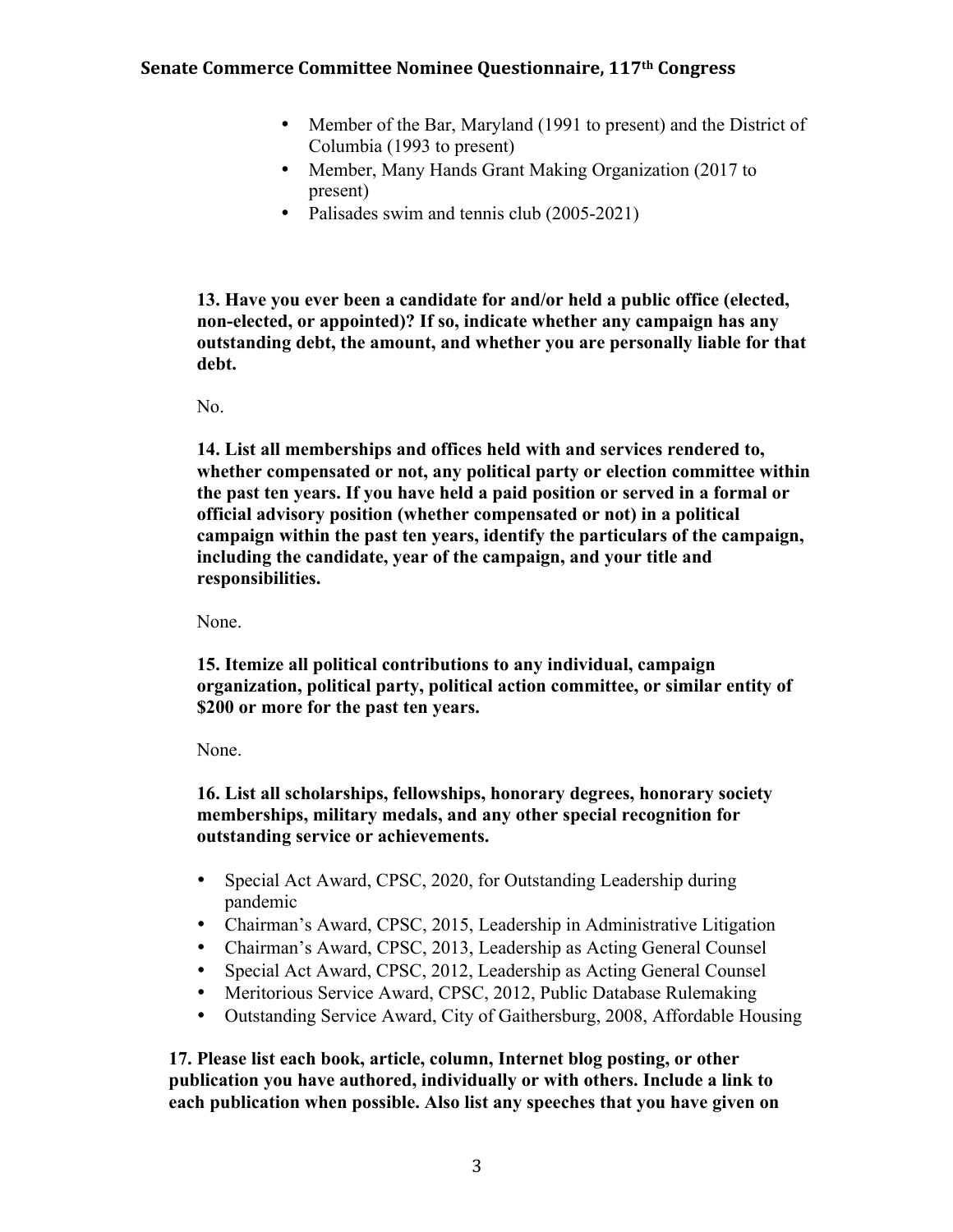- Member of the Bar, Maryland (1991 to present) and the District of Columbia (1993 to present)
- Member, Many Hands Grant Making Organization (2017 to present)
- Palisades swim and tennis club (2005-2021)

**13. Have you ever been a candidate for and/or held a public office (elected, non-elected, or appointed)? If so, indicate whether any campaign has any outstanding debt, the amount, and whether you are personally liable for that debt.**

No.

**14. List all memberships and offices held with and services rendered to, whether compensated or not, any political party or election committee within the past ten years. If you have held a paid position or served in a formal or official advisory position (whether compensated or not) in a political campaign within the past ten years, identify the particulars of the campaign, including the candidate, year of the campaign, and your title and responsibilities.**

None.

**15. Itemize all political contributions to any individual, campaign organization, political party, political action committee, or similar entity of $200 or more for the past ten years.**

None.

**16. List all scholarships, fellowships, honorary degrees, honorary society memberships, military medals, and any other special recognition for outstanding service or achievements.**

- Special Act Award, CPSC, 2020, for Outstanding Leadership during pandemic
- Chairman's Award, CPSC, 2015, Leadership in Administrative Litigation
- Chairman's Award, CPSC, 2013, Leadership as Acting General Counsel
- Special Act Award, CPSC, 2012, Leadership as Acting General Counsel
- Meritorious Service Award, CPSC, 2012, Public Database Rulemaking
- Outstanding Service Award, City of Gaithersburg, 2008, Affordable Housing

**17. Please list each book, article, column, Internet blog posting, or other publication you have authored, individually or with others. Include a link to each publication when possible. Also list any speeches that you have given on**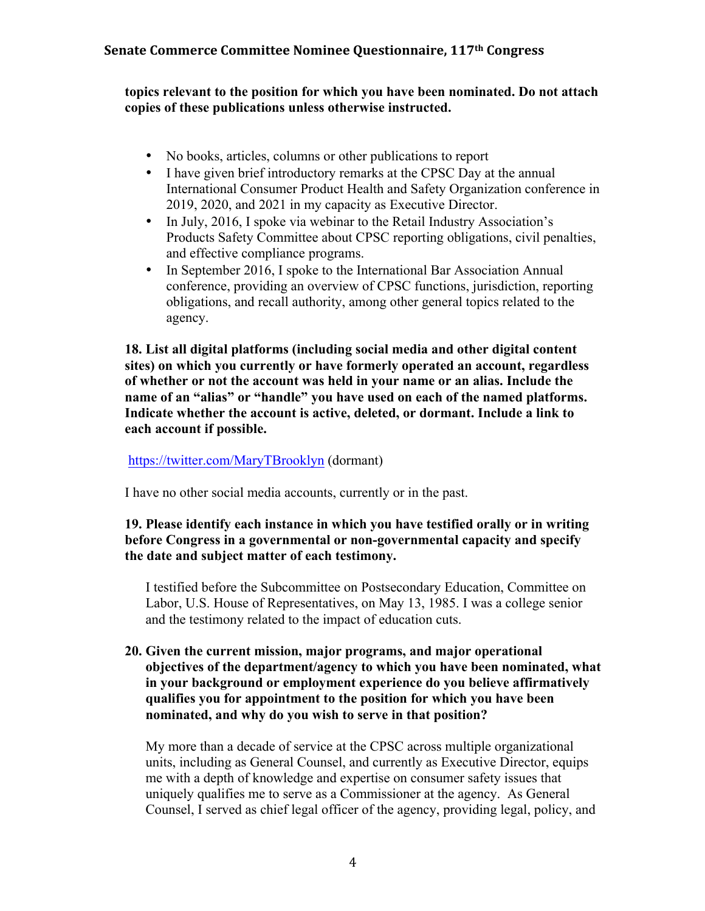**topics relevant to the position for which you have been nominated. Do not attach copies of these publications unless otherwise instructed.**

- No books, articles, columns or other publications to report
- I have given brief introductory remarks at the CPSC Day at the annual International Consumer Product Health and Safety Organization conference in 2019, 2020, and 2021 in my capacity as Executive Director.
- In July, 2016, I spoke via webinar to the Retail Industry Association's Products Safety Committee about CPSC reporting obligations, civil penalties, and effective compliance programs.
- In September 2016, I spoke to the International Bar Association Annual conference, providing an overview of CPSC functions, jurisdiction, reporting obligations, and recall authority, among other general topics related to the agency.

**18. List all digital platforms (including social media and other digital content sites) on which you currently or have formerly operated an account, regardless of whether or not the account was held in your name or an alias. Include the name of an "alias" or "handle" you have used on each of the named platforms. Indicate whether the account is active, deleted, or dormant. Include a link to each account if possible.**

https://twitter.com/MaryTBrooklyn (dormant)

I have no other social media accounts, currently or in the past.

**19. Please identify each instance in which you have testified orally or in writing before Congress in a governmental or non-governmental capacity and specify the date and subject matter of each testimony.**

I testified before the Subcommittee on Postsecondary Education, Committee on Labor, U.S. House of Representatives, on May 13, 1985. I was a college senior and the testimony related to the impact of education cuts.

**20. Given the current mission, major programs, and major operational objectives of the department/agency to which you have been nominated, what in your background or employment experience do you believe affirmatively qualifies you for appointment to the position for which you have been nominated, and why do you wish to serve in that position?**

My more than a decade of service at the CPSC across multiple organizational units, including as General Counsel, and currently as Executive Director, equips me with a depth of knowledge and expertise on consumer safety issues that uniquely qualifies me to serve as a Commissioner at the agency. As General Counsel, I served as chief legal officer of the agency, providing legal, policy, and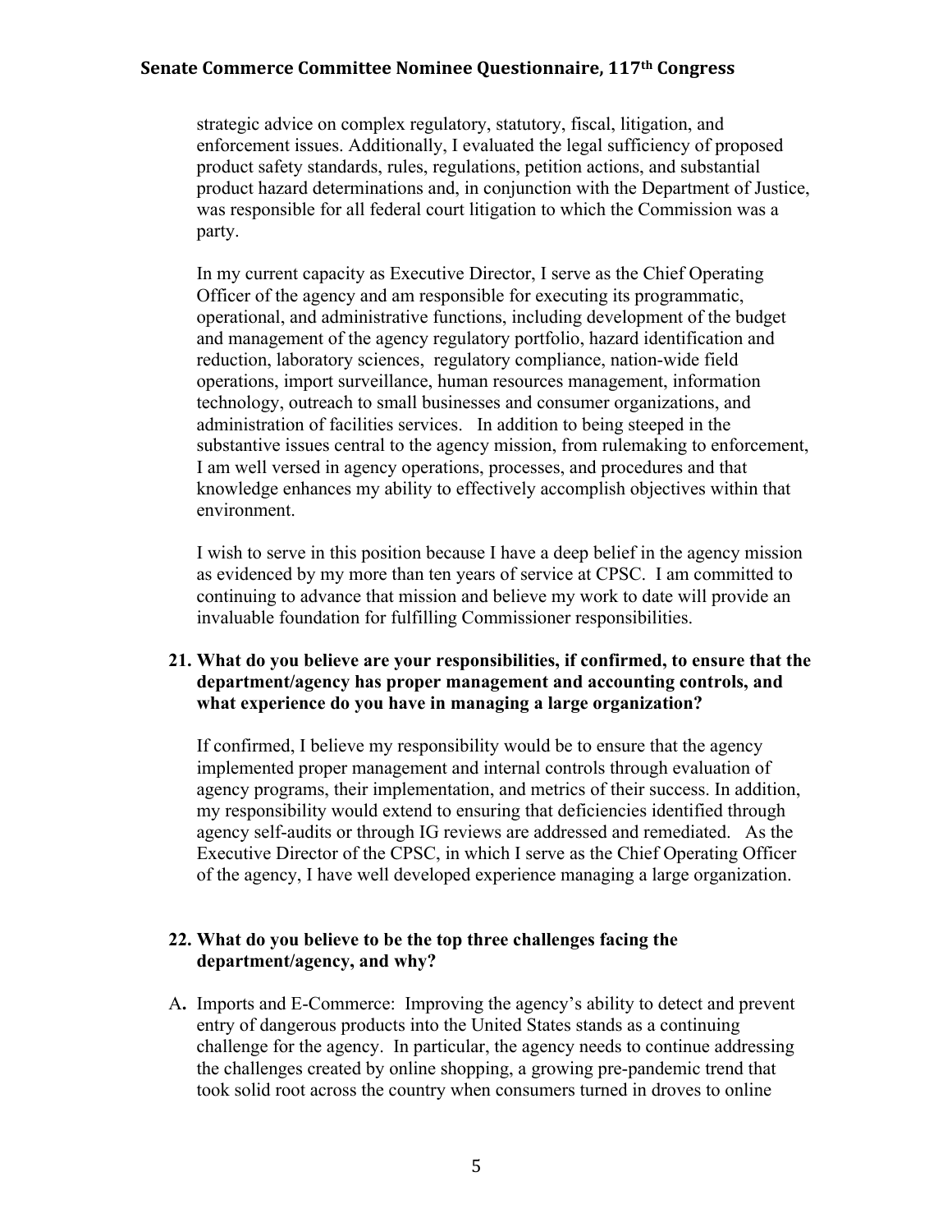strategic advice on complex regulatory, statutory, fiscal, litigation, and enforcement issues. Additionally, I evaluated the legal sufficiency of proposed product safety standards, rules, regulations, petition actions, and substantial product hazard determinations and, in conjunction with the Department of Justice, was responsible for all federal court litigation to which the Commission was a party.

In my current capacity as Executive Director, I serve as the Chief Operating Officer of the agency and am responsible for executing its programmatic, operational, and administrative functions, including development of the budget and management of the agency regulatory portfolio, hazard identification and reduction, laboratory sciences, regulatory compliance, nation-wide field operations, import surveillance, human resources management, information technology, outreach to small businesses and consumer organizations, and administration of facilities services. In addition to being steeped in the substantive issues central to the agency mission, from rulemaking to enforcement, I am well versed in agency operations, processes, and procedures and that knowledge enhances my ability to effectively accomplish objectives within that environment.

I wish to serve in this position because I have a deep belief in the agency mission as evidenced by my more than ten years of service at CPSC. I am committed to continuing to advance that mission and believe my work to date will provide an invaluable foundation for fulfilling Commissioner responsibilities.

**21. What do you believe are your responsibilities, if confirmed, to ensure that the department/agency has proper management and accounting controls, and what experience do you have in managing a large organization?**

If confirmed, I believe my responsibility would be to ensure that the agency implemented proper management and internal controls through evaluation of agency programs, their implementation, and metrics of their success. In addition, my responsibility would extend to ensuring that deficiencies identified through agency self-audits or through IG reviews are addressed and remediated. As the Executive Director of the CPSC, in which I serve as the Chief Operating Officer of the agency, I have well developed experience managing a large organization.

**22. What do you believe to be the top three challenges facing the department/agency, and why?**

A. Imports and E-Commerce: Improving the agency's ability to detect and prevent entry of dangerous products into the United States stands as a continuing challenge for the agency. In particular, the agency needs to continue addressing the challenges created by online shopping, a growing pre-pandemic trend that took solid root across the country when consumers turned in droves to online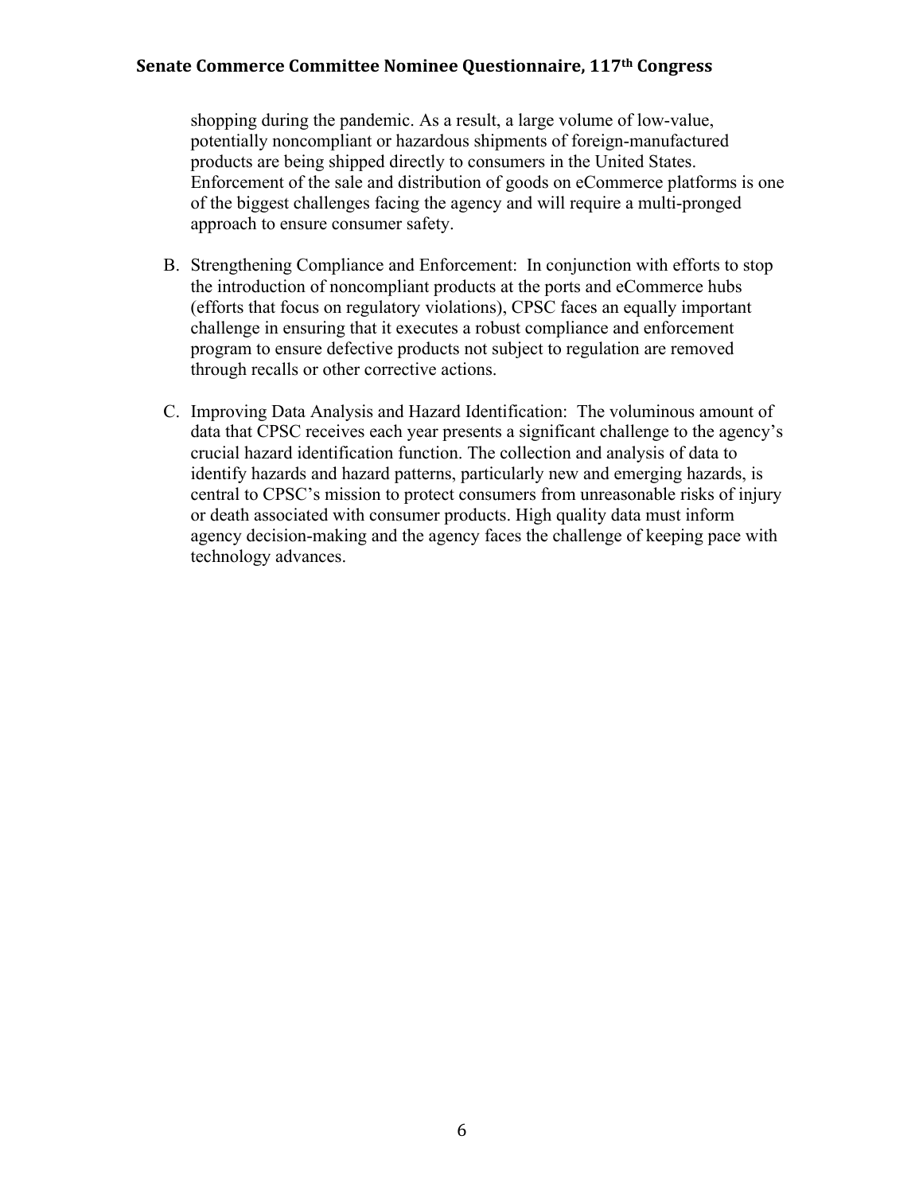shopping during the pandemic. As a result, a large volume of low-value, potentially noncompliant or hazardous shipments of foreign-manufactured products are being shipped directly to consumers in the United States. Enforcement of the sale and distribution of goods on eCommerce platforms is one of the biggest challenges facing the agency and will require a multi-pronged approach to ensure consumer safety.

B. Strengthening Compliance and Enforcement: In conjunction with efforts to stop the introduction of noncompliant products at the ports and eCommerce hubs (efforts that focus on regulatory violations), CPSC faces an equally important challenge in ensuring that it executes a robust compliance and enforcement program to ensure defective products not subject to regulation are removed through recalls or other corrective actions.

C. Improving Data Analysis and Hazard Identification: The voluminous amount of data that CPSC receives each year presents a significant challenge to the agency's crucial hazard identification function. The collection and analysis of data to identify hazards and hazard patterns, particularly new and emerging hazards, is central to CPSC's mission to protect consumers from unreasonable risks of injury or death associated with consumer products. High quality data must inform agency decision-making and the agency faces the challenge of keeping pace with technology advances.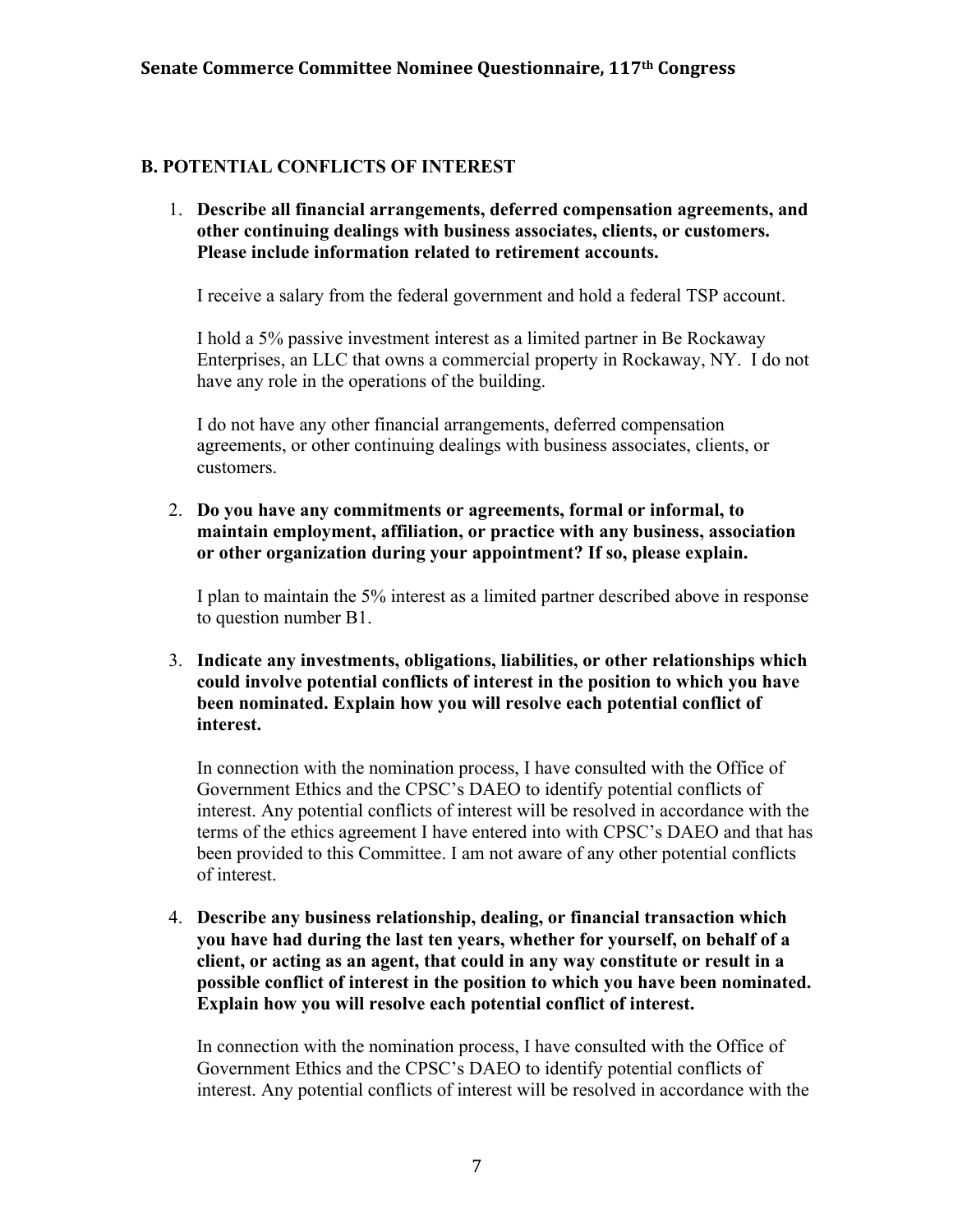## B. POTENTIAL CONFLICTS OF INTEREST

1. **Describe all financial arrangements, deferred compensation agreements, and other continuing dealings with business associates, clients, or customers. Please include information related to retirement accounts.**

   I receive a salary from the federal government and hold a federal TSP account.

   I hold a 5% passive investment interest as a limited partner in Be Rockaway Enterprises, an LLC that owns a commercial property in Rockaway, NY. I do not have any role in the operations of the building.

   I do not have any other financial arrangements, deferred compensation agreements, or other continuing dealings with business associates, clients, or customers.

2. **Do you have any commitments or agreements, formal or informal, to maintain employment, affiliation, or practice with any business, association or other organization during your appointment? If so, please explain.**

   I plan to maintain the 5% interest as a limited partner described above in response to question number B1.

3. **Indicate any investments, obligations, liabilities, or other relationships which could involve potential conflicts of interest in the position to which you have been nominated. Explain how you will resolve each potential conflict of interest.**

   In connection with the nomination process, I have consulted with the Office of Government Ethics and the CPSC's DAEO to identify potential conflicts of interest. Any potential conflicts of interest will be resolved in accordance with the terms of the ethics agreement I have entered into with CPSC's DAEO and that has been provided to this Committee. I am not aware of any other potential conflicts of interest.

4. **Describe any business relationship, dealing, or financial transaction which you have had during the last ten years, whether for yourself, on behalf of a client, or acting as an agent, that could in any way constitute or result in a possible conflict of interest in the position to which you have been nominated. Explain how you will resolve each potential conflict of interest.**

   In connection with the nomination process, I have consulted with the Office of Government Ethics and the CPSC's DAEO to identify potential conflicts of interest. Any potential conflicts of interest will be resolved in accordance with the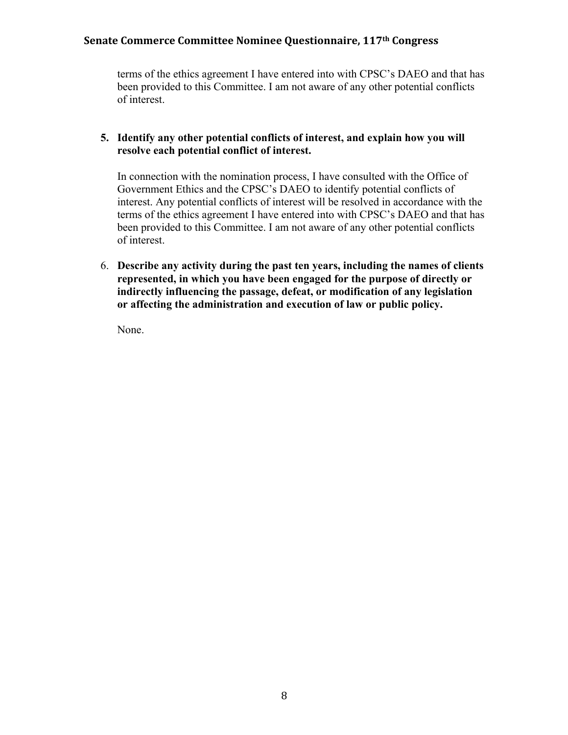terms of the ethics agreement I have entered into with CPSC's DAEO and that has been provided to this Committee. I am not aware of any other potential conflicts of interest.

5. **Identify any other potential conflicts of interest, and explain how you will resolve each potential conflict of interest.**

   In connection with the nomination process, I have consulted with the Office of Government Ethics and the CPSC's DAEO to identify potential conflicts of interest. Any potential conflicts of interest will be resolved in accordance with the terms of the ethics agreement I have entered into with CPSC's DAEO and that has been provided to this Committee. I am not aware of any other potential conflicts of interest.

6. **Describe any activity during the past ten years, including the names of clients represented, in which you have been engaged for the purpose of directly or indirectly influencing the passage, defeat, or modification of any legislation or affecting the administration and execution of law or public policy.**

   None.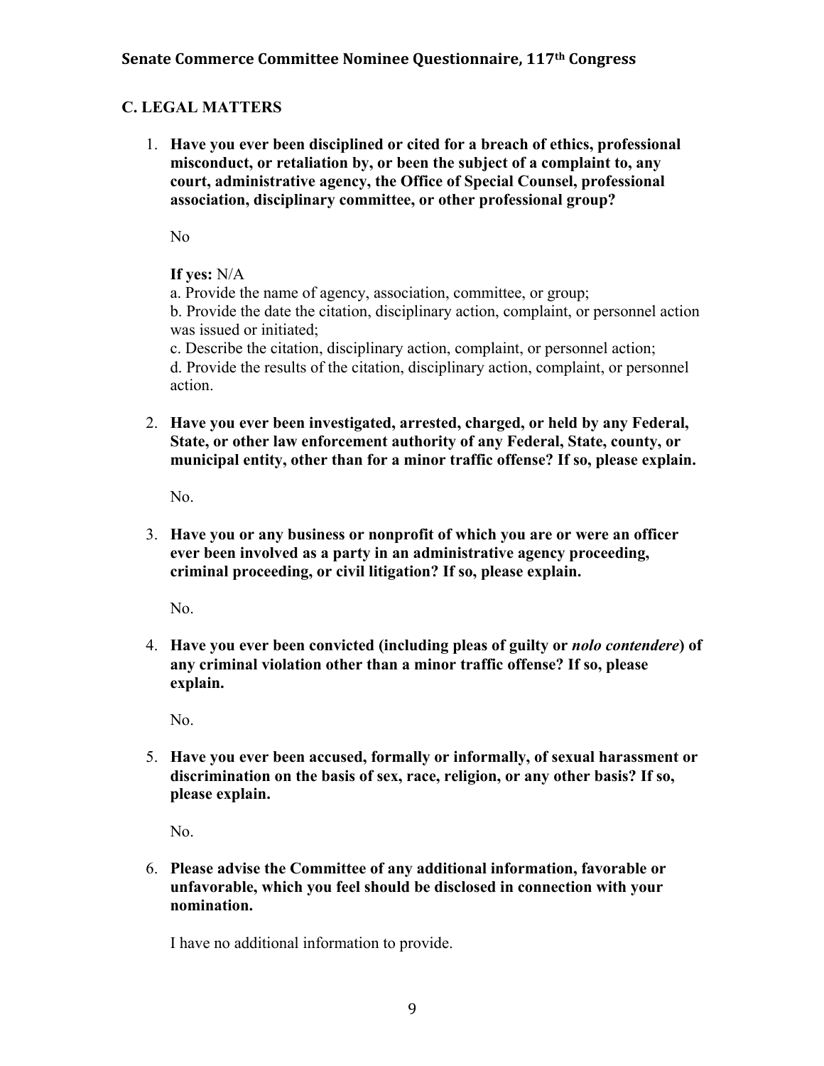## C. LEGAL MATTERS

1. **Have you ever been disciplined or cited for a breach of ethics, professional misconduct, or retaliation by, or been the subject of a complaint to, any court, administrative agency, the Office of Special Counsel, professional association, disciplinary committee, or other professional group?**

   No

   **If yes:** N/A
   a. Provide the name of agency, association, committee, or group;
   b. Provide the date the citation, disciplinary action, complaint, or personnel action was issued or initiated;
   c. Describe the citation, disciplinary action, complaint, or personnel action;
   d. Provide the results of the citation, disciplinary action, complaint, or personnel action.

2. **Have you ever been investigated, arrested, charged, or held by any Federal, State, or other law enforcement authority of any Federal, State, county, or municipal entity, other than for a minor traffic offense? If so, please explain.**

   No.

3. **Have you or any business or nonprofit of which you are or were an officer ever been involved as a party in an administrative agency proceeding, criminal proceeding, or civil litigation? If so, please explain.**

   No.

4. **Have you ever been convicted (including pleas of guilty or *nolo contendere*) of any criminal violation other than a minor traffic offense? If so, please explain.**

   No.

5. **Have you ever been accused, formally or informally, of sexual harassment or discrimination on the basis of sex, race, religion, or any other basis? If so, please explain.**

   No.

6. **Please advise the Committee of any additional information, favorable or unfavorable, which you feel should be disclosed in connection with your nomination.**

   I have no additional information to provide.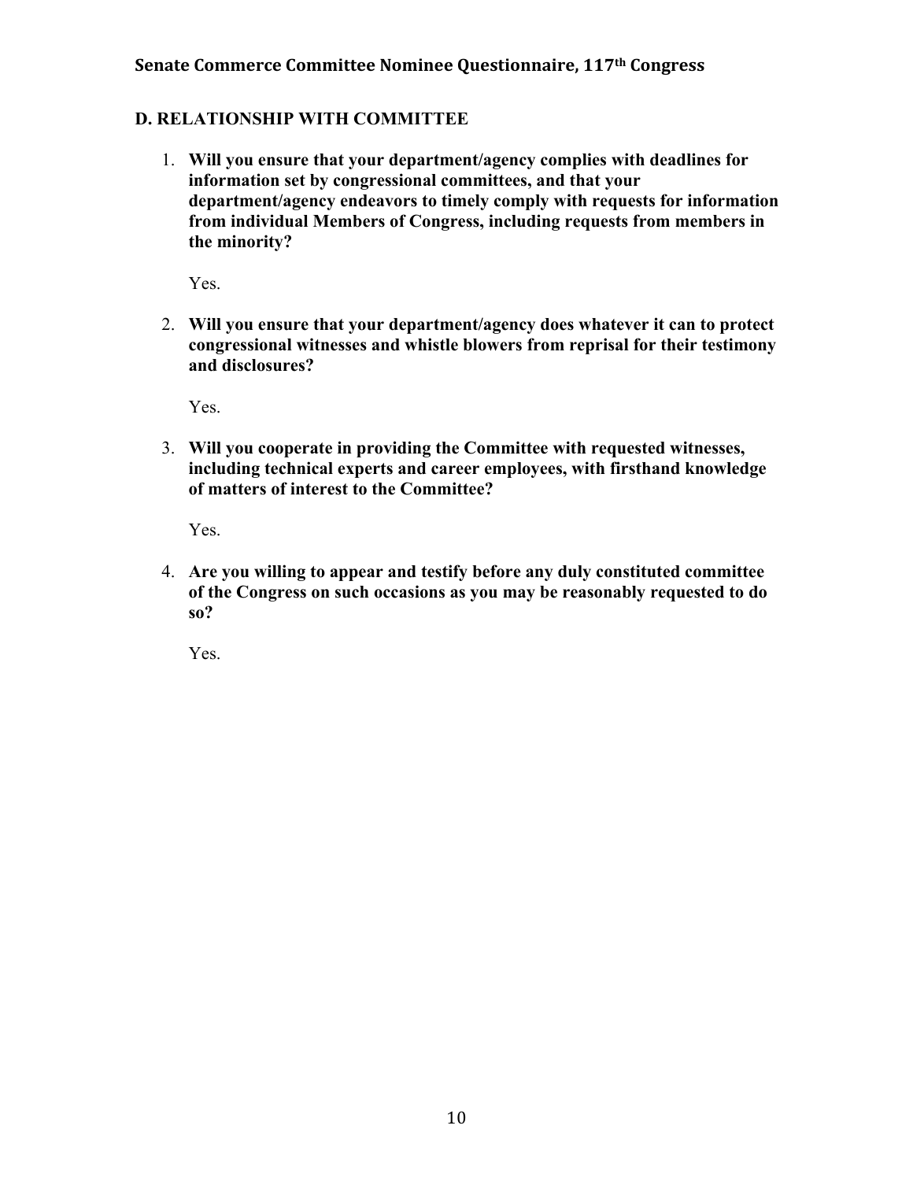## D. RELATIONSHIP WITH COMMITTEE

1. **Will you ensure that your department/agency complies with deadlines for information set by congressional committees, and that your department/agency endeavors to timely comply with requests for information from individual Members of Congress, including requests from members in the minority?**

   Yes.

2. **Will you ensure that your department/agency does whatever it can to protect congressional witnesses and whistle blowers from reprisal for their testimony and disclosures?**

   Yes.

3. **Will you cooperate in providing the Committee with requested witnesses, including technical experts and career employees, with firsthand knowledge of matters of interest to the Committee?**

   Yes.

4. **Are you willing to appear and testify before any duly constituted committee of the Congress on such occasions as you may be reasonably requested to do so?**

   Yes.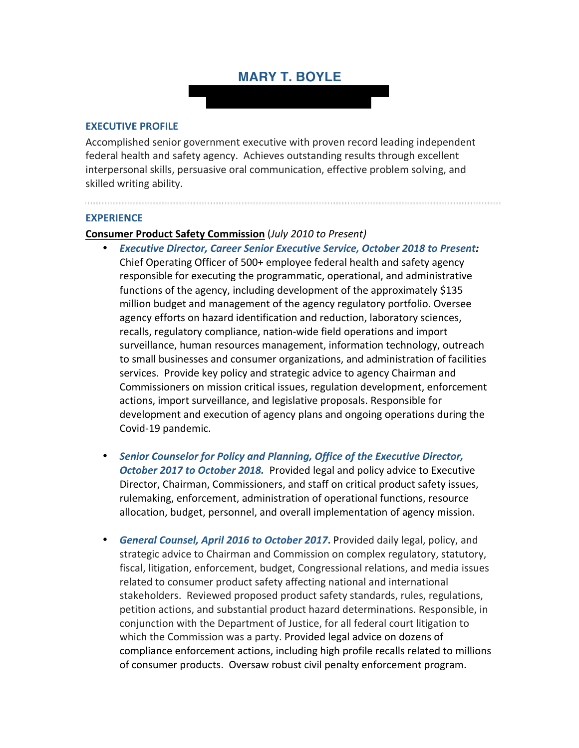# MARY T. BOYLE

## EXECUTIVE PROFILE

Accomplished senior government executive with proven record leading independent federal health and safety agency. Achieves outstanding results through excellent interpersonal skills, persuasive oral communication, effective problem solving, and skilled writing ability.

## EXPERIENCE

**Consumer Product Safety Commission** (*July 2010 to Present)*

- ***Executive Director, Career Senior Executive Service, October 2018 to Present:*** Chief Operating Officer of 500+ employee federal health and safety agency responsible for executing the programmatic, operational, and administrative functions of the agency, including development of the approximately $135 million budget and management of the agency regulatory portfolio. Oversee agency efforts on hazard identification and reduction, laboratory sciences, recalls, regulatory compliance, nation-wide field operations and import surveillance, human resources management, information technology, outreach to small businesses and consumer organizations, and administration of facilities services. Provide key policy and strategic advice to agency Chairman and Commissioners on mission critical issues, regulation development, enforcement actions, import surveillance, and legislative proposals. Responsible for development and execution of agency plans and ongoing operations during the Covid-19 pandemic.

- ***Senior Counselor for Policy and Planning, Office of the Executive Director, October 2017 to October 2018.*** Provided legal and policy advice to Executive Director, Chairman, Commissioners, and staff on critical product safety issues, rulemaking, enforcement, administration of operational functions, resource allocation, budget, personnel, and overall implementation of agency mission.

- ***General Counsel, April 2016 to October 2017.*** Provided daily legal, policy, and strategic advice to Chairman and Commission on complex regulatory, statutory, fiscal, litigation, enforcement, budget, Congressional relations, and media issues related to consumer product safety affecting national and international stakeholders. Reviewed proposed product safety standards, rules, regulations, petition actions, and substantial product hazard determinations. Responsible, in conjunction with the Department of Justice, for all federal court litigation to which the Commission was a party. Provided legal advice on dozens of compliance enforcement actions, including high profile recalls related to millions of consumer products. Oversaw robust civil penalty enforcement program.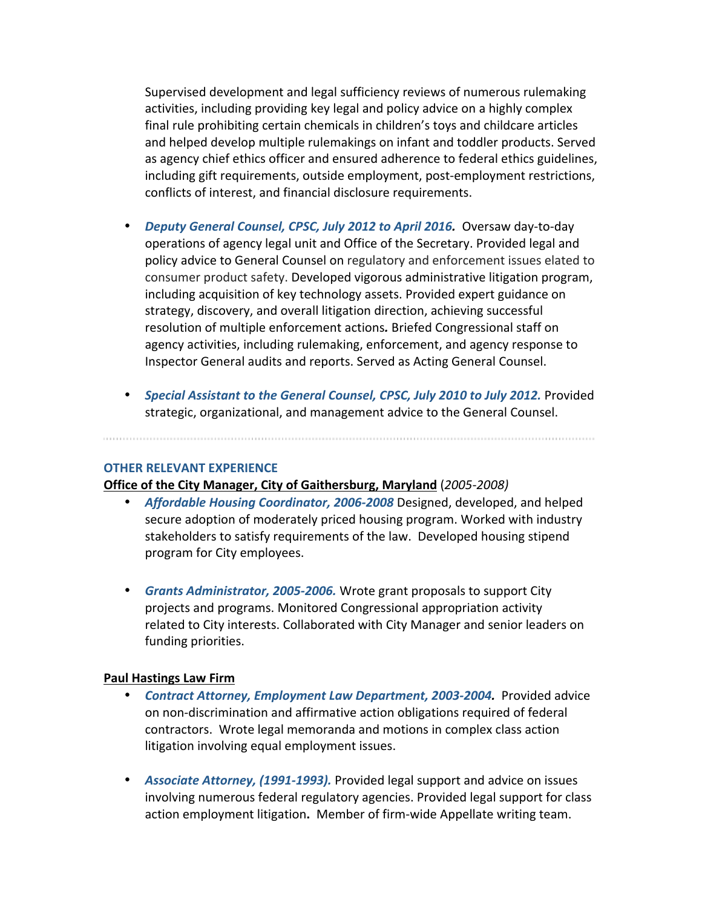Supervised development and legal sufficiency reviews of numerous rulemaking activities, including providing key legal and policy advice on a highly complex final rule prohibiting certain chemicals in children's toys and childcare articles and helped develop multiple rulemakings on infant and toddler products. Served as agency chief ethics officer and ensured adherence to federal ethics guidelines, including gift requirements, outside employment, post-employment restrictions, conflicts of interest, and financial disclosure requirements.

- ***Deputy General Counsel, CPSC, July 2012 to April 2016.*** Oversaw day-to-day operations of agency legal unit and Office of the Secretary. Provided legal and policy advice to General Counsel on regulatory and enforcement issues elated to consumer product safety. Developed vigorous administrative litigation program, including acquisition of key technology assets. Provided expert guidance on strategy, discovery, and overall litigation direction, achieving successful resolution of multiple enforcement actions*.* Briefed Congressional staff on agency activities, including rulemaking, enforcement, and agency response to Inspector General audits and reports. Served as Acting General Counsel.

- ***Special Assistant to the General Counsel, CPSC, July 2010 to July 2012.*** Provided strategic, organizational, and management advice to the General Counsel.

---

**OTHER RELEVANT EXPERIENCE**

**Office of the City Manager, City of Gaithersburg, Maryland** (*2005-2008)*

- ***Affordable Housing Coordinator, 2006-2008*** Designed, developed, and helped secure adoption of moderately priced housing program. Worked with industry stakeholders to satisfy requirements of the law. Developed housing stipend program for City employees.

- ***Grants Administrator, 2005-2006.*** Wrote grant proposals to support City projects and programs. Monitored Congressional appropriation activity related to City interests. Collaborated with City Manager and senior leaders on funding priorities.

**Paul Hastings Law Firm**

- ***Contract Attorney, Employment Law Department, 2003-2004.*** Provided advice on non-discrimination and affirmative action obligations required of federal contractors. Wrote legal memoranda and motions in complex class action litigation involving equal employment issues.

- ***Associate Attorney, (1991-1993).*** Provided legal support and advice on issues involving numerous federal regulatory agencies. Provided legal support for class action employment litigation**.** Member of firm-wide Appellate writing team.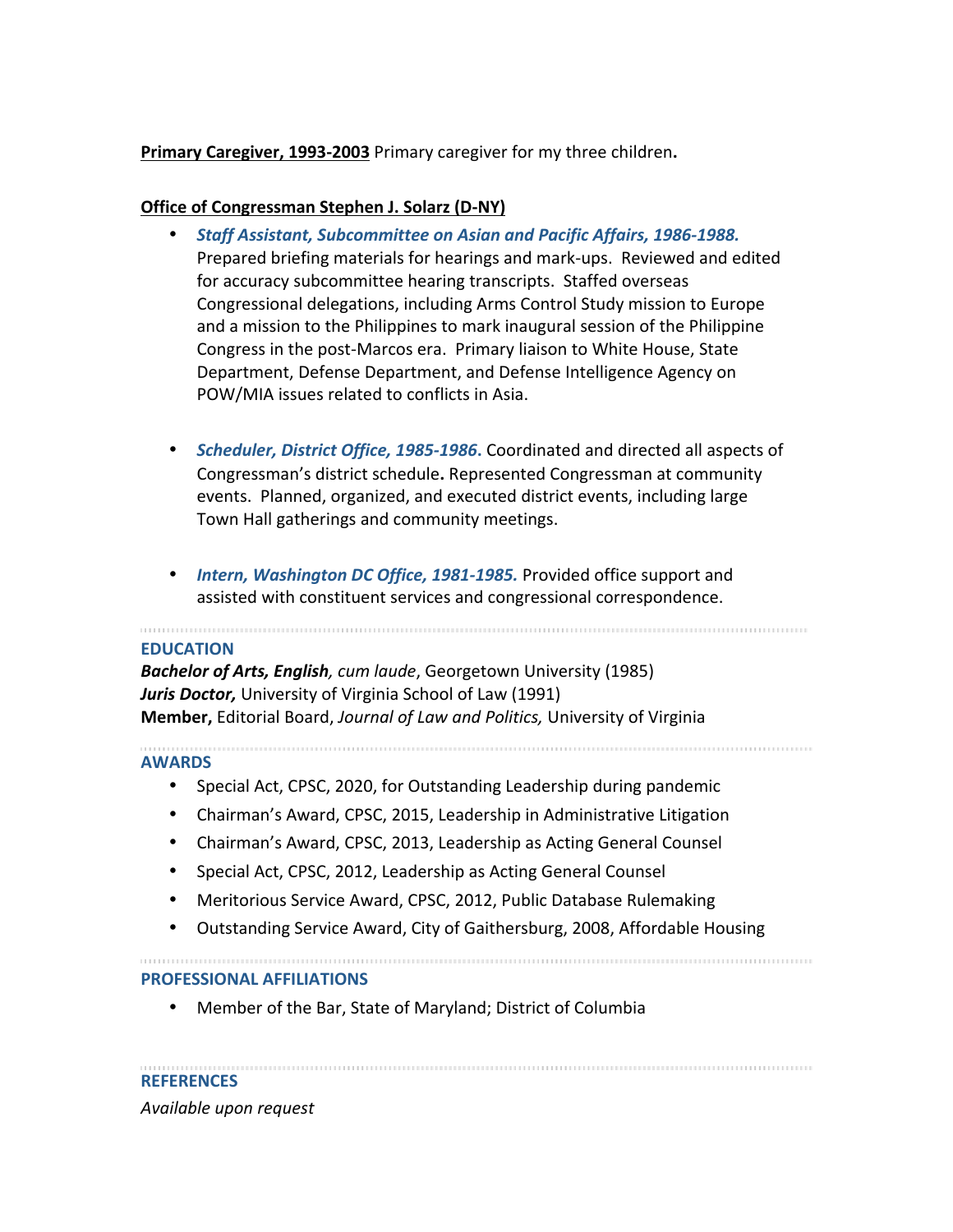**Primary Caregiver, 1993-2003** Primary caregiver for my three children**.**

**Office of Congressman Stephen J. Solarz (D-NY)**

- ***Staff Assistant, Subcommittee on Asian and Pacific Affairs, 1986-1988.*** Prepared briefing materials for hearings and mark-ups. Reviewed and edited for accuracy subcommittee hearing transcripts. Staffed overseas Congressional delegations, including Arms Control Study mission to Europe and a mission to the Philippines to mark inaugural session of the Philippine Congress in the post-Marcos era. Primary liaison to White House, State Department, Defense Department, and Defense Intelligence Agency on POW/MIA issues related to conflicts in Asia.

- ***Scheduler, District Office, 1985-1986.*** Coordinated and directed all aspects of Congressman's district schedule**.** Represented Congressman at community events. Planned, organized, and executed district events, including large Town Hall gatherings and community meetings.

- ***Intern, Washington DC Office, 1981-1985.*** Provided office support and assisted with constituent services and congressional correspondence.

## EDUCATION

***Bachelor of Arts, English**, cum laude*, Georgetown University (1985)
***Juris Doctor,*** University of Virginia School of Law (1991)
**Member,** Editorial Board, *Journal of Law and Politics,* University of Virginia

## AWARDS

- Special Act, CPSC, 2020, for Outstanding Leadership during pandemic
- Chairman's Award, CPSC, 2015, Leadership in Administrative Litigation
- Chairman's Award, CPSC, 2013, Leadership as Acting General Counsel
- Special Act, CPSC, 2012, Leadership as Acting General Counsel
- Meritorious Service Award, CPSC, 2012, Public Database Rulemaking
- Outstanding Service Award, City of Gaithersburg, 2008, Affordable Housing

## PROFESSIONAL AFFILIATIONS

- Member of the Bar, State of Maryland; District of Columbia

## REFERENCES

*Available upon request*